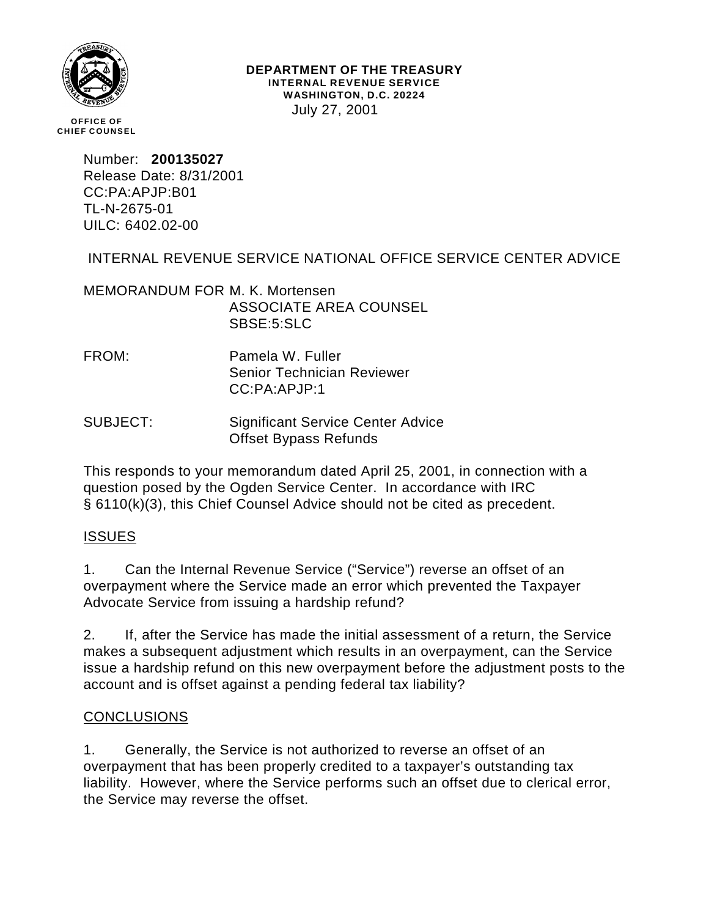**OFFICE OF CHIEF COUNSEL**

**DEPARTMENT OF THE TREASURY**
**INTERNAL REVENUE SERVICE**
**WASHINGTON, D.C. 20224**

July 27, 2001

Number: **200135027**
Release Date: 8/31/2001
CC:PA:APJP:B01
TL-N-2675-01
UILC: 6402.02-00

INTERNAL REVENUE SERVICE NATIONAL OFFICE SERVICE CENTER ADVICE

MEMORANDUM FOR M. K. Mortensen
ASSOCIATE AREA COUNSEL
SBSE:5:SLC

FROM: Pamela W. Fuller
Senior Technician Reviewer
CC:PA:APJP:1

SUBJECT: Significant Service Center Advice
Offset Bypass Refunds

This responds to your memorandum dated April 25, 2001, in connection with a question posed by the Ogden Service Center. In accordance with IRC § 6110(k)(3), this Chief Counsel Advice should not be cited as precedent.

ISSUES

1. Can the Internal Revenue Service ("Service") reverse an offset of an overpayment where the Service made an error which prevented the Taxpayer Advocate Service from issuing a hardship refund?

2. If, after the Service has made the initial assessment of a return, the Service makes a subsequent adjustment which results in an overpayment, can the Service issue a hardship refund on this new overpayment before the adjustment posts to the account and is offset against a pending federal tax liability?

CONCLUSIONS

1. Generally, the Service is not authorized to reverse an offset of an overpayment that has been properly credited to a taxpayer's outstanding tax liability. However, where the Service performs such an offset due to clerical error, the Service may reverse the offset.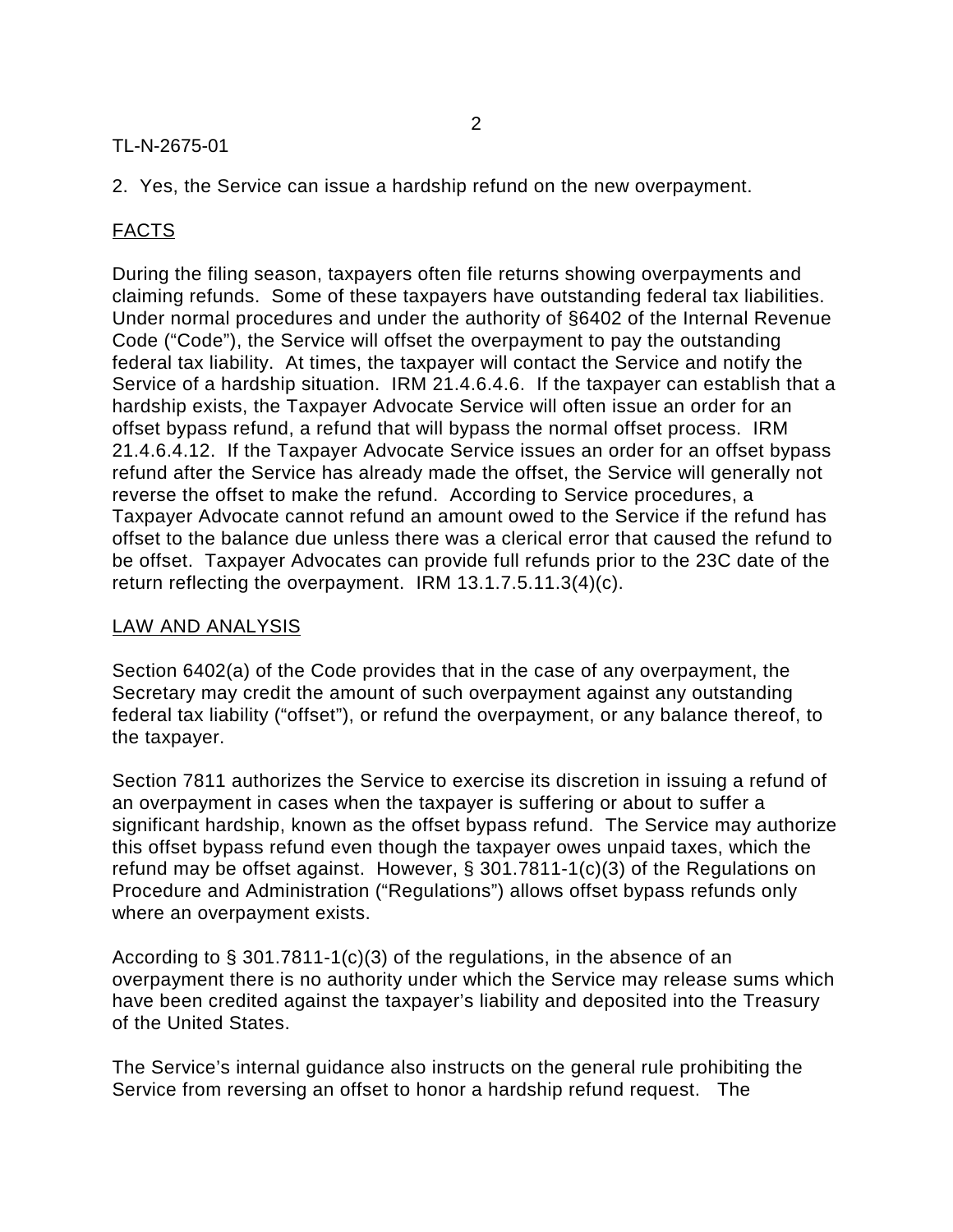TL-N-2675-01

2. Yes, the Service can issue a hardship refund on the new overpayment.

## FACTS

During the filing season, taxpayers often file returns showing overpayments and claiming refunds. Some of these taxpayers have outstanding federal tax liabilities. Under normal procedures and under the authority of §6402 of the Internal Revenue Code ("Code"), the Service will offset the overpayment to pay the outstanding federal tax liability. At times, the taxpayer will contact the Service and notify the Service of a hardship situation. IRM 21.4.6.4.6. If the taxpayer can establish that a hardship exists, the Taxpayer Advocate Service will often issue an order for an offset bypass refund, a refund that will bypass the normal offset process. IRM 21.4.6.4.12. If the Taxpayer Advocate Service issues an order for an offset bypass refund after the Service has already made the offset, the Service will generally not reverse the offset to make the refund. According to Service procedures, a Taxpayer Advocate cannot refund an amount owed to the Service if the refund has offset to the balance due unless there was a clerical error that caused the refund to be offset. Taxpayer Advocates can provide full refunds prior to the 23C date of the return reflecting the overpayment. IRM 13.1.7.5.11.3(4)(c).

## LAW AND ANALYSIS

Section 6402(a) of the Code provides that in the case of any overpayment, the Secretary may credit the amount of such overpayment against any outstanding federal tax liability ("offset"), or refund the overpayment, or any balance thereof, to the taxpayer.

Section 7811 authorizes the Service to exercise its discretion in issuing a refund of an overpayment in cases when the taxpayer is suffering or about to suffer a significant hardship, known as the offset bypass refund. The Service may authorize this offset bypass refund even though the taxpayer owes unpaid taxes, which the refund may be offset against. However, § 301.7811-1(c)(3) of the Regulations on Procedure and Administration ("Regulations") allows offset bypass refunds only where an overpayment exists.

According to § 301.7811-1(c)(3) of the regulations, in the absence of an overpayment there is no authority under which the Service may release sums which have been credited against the taxpayer's liability and deposited into the Treasury of the United States.

The Service's internal guidance also instructs on the general rule prohibiting the Service from reversing an offset to honor a hardship refund request. The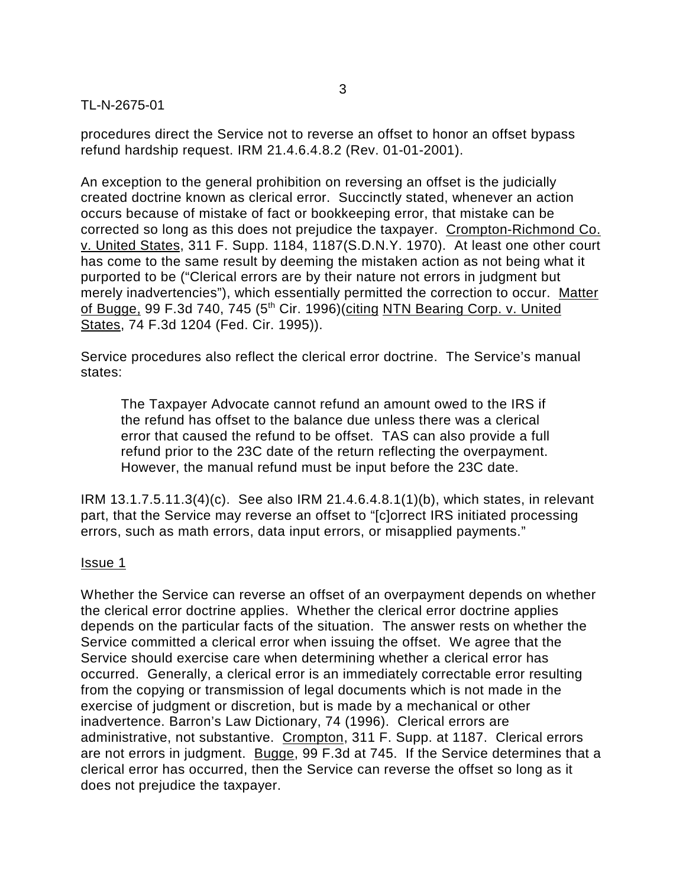procedures direct the Service not to reverse an offset to honor an offset bypass refund hardship request. IRM 21.4.6.4.8.2 (Rev. 01-01-2001).

An exception to the general prohibition on reversing an offset is the judicially created doctrine known as clerical error. Succinctly stated, whenever an action occurs because of mistake of fact or bookkeeping error, that mistake can be corrected so long as this does not prejudice the taxpayer. Crompton-Richmond Co. v. United States, 311 F. Supp. 1184, 1187(S.D.N.Y. 1970). At least one other court has come to the same result by deeming the mistaken action as not being what it purported to be ("Clerical errors are by their nature not errors in judgment but merely inadvertencies"), which essentially permitted the correction to occur. Matter of Bugge, 99 F.3d 740, 745 (5th Cir. 1996)(citing NTN Bearing Corp. v. United States, 74 F.3d 1204 (Fed. Cir. 1995)).

Service procedures also reflect the clerical error doctrine. The Service's manual states:

> The Taxpayer Advocate cannot refund an amount owed to the IRS if the refund has offset to the balance due unless there was a clerical error that caused the refund to be offset. TAS can also provide a full refund prior to the 23C date of the return reflecting the overpayment. However, the manual refund must be input before the 23C date.

IRM 13.1.7.5.11.3(4)(c). See also IRM 21.4.6.4.8.1(1)(b), which states, in relevant part, that the Service may reverse an offset to "[c]orrect IRS initiated processing errors, such as math errors, data input errors, or misapplied payments."

Issue 1

Whether the Service can reverse an offset of an overpayment depends on whether the clerical error doctrine applies. Whether the clerical error doctrine applies depends on the particular facts of the situation. The answer rests on whether the Service committed a clerical error when issuing the offset. We agree that the Service should exercise care when determining whether a clerical error has occurred. Generally, a clerical error is an immediately correctable error resulting from the copying or transmission of legal documents which is not made in the exercise of judgment or discretion, but is made by a mechanical or other inadvertence. Barron's Law Dictionary, 74 (1996). Clerical errors are administrative, not substantive. Crompton, 311 F. Supp. at 1187. Clerical errors are not errors in judgment. Bugge, 99 F.3d at 745. If the Service determines that a clerical error has occurred, then the Service can reverse the offset so long as it does not prejudice the taxpayer.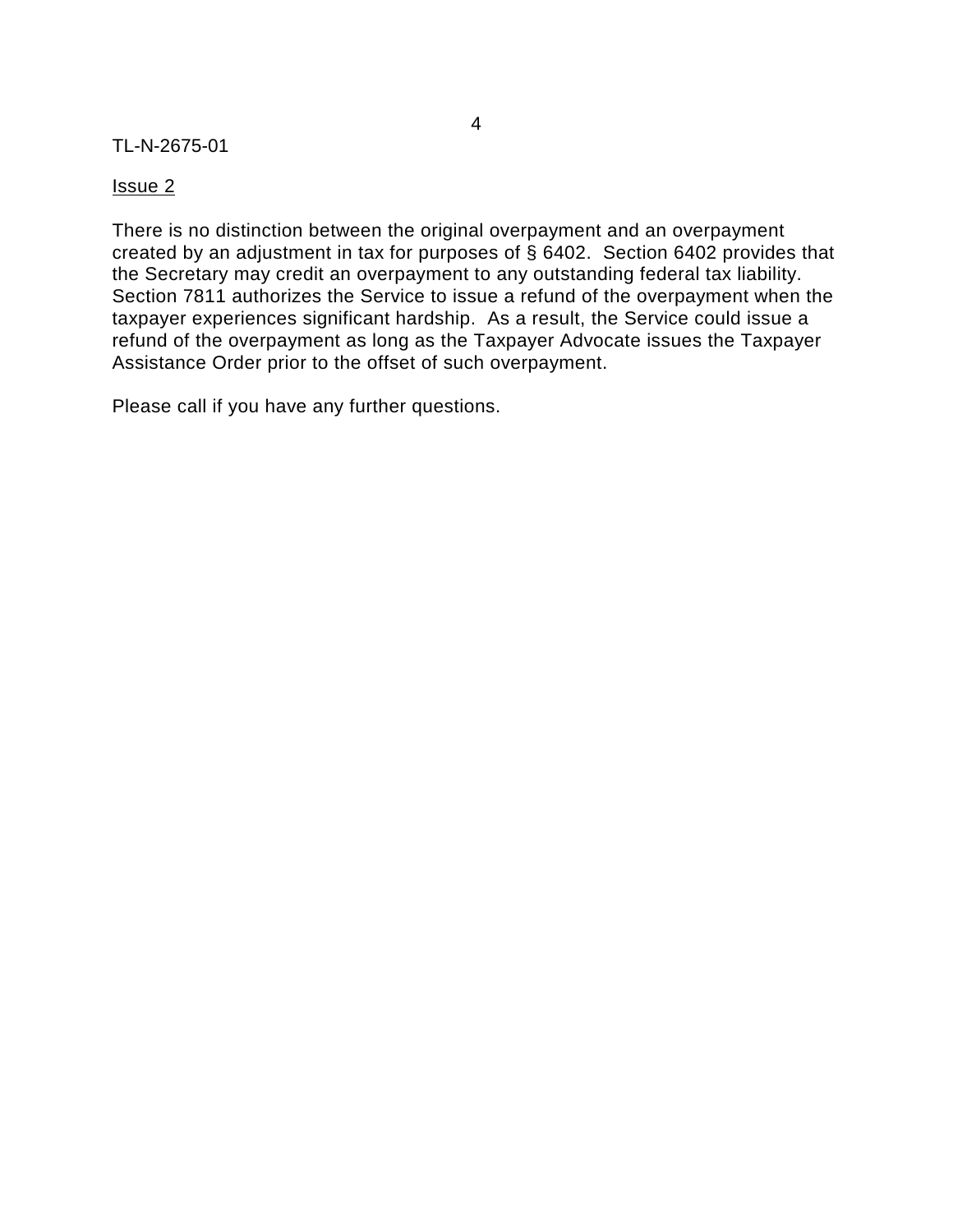TL-N-2675-01

Issue 2

There is no distinction between the original overpayment and an overpayment created by an adjustment in tax for purposes of § 6402. Section 6402 provides that the Secretary may credit an overpayment to any outstanding federal tax liability. Section 7811 authorizes the Service to issue a refund of the overpayment when the taxpayer experiences significant hardship. As a result, the Service could issue a refund of the overpayment as long as the Taxpayer Advocate issues the Taxpayer Assistance Order prior to the offset of such overpayment.

Please call if you have any further questions.